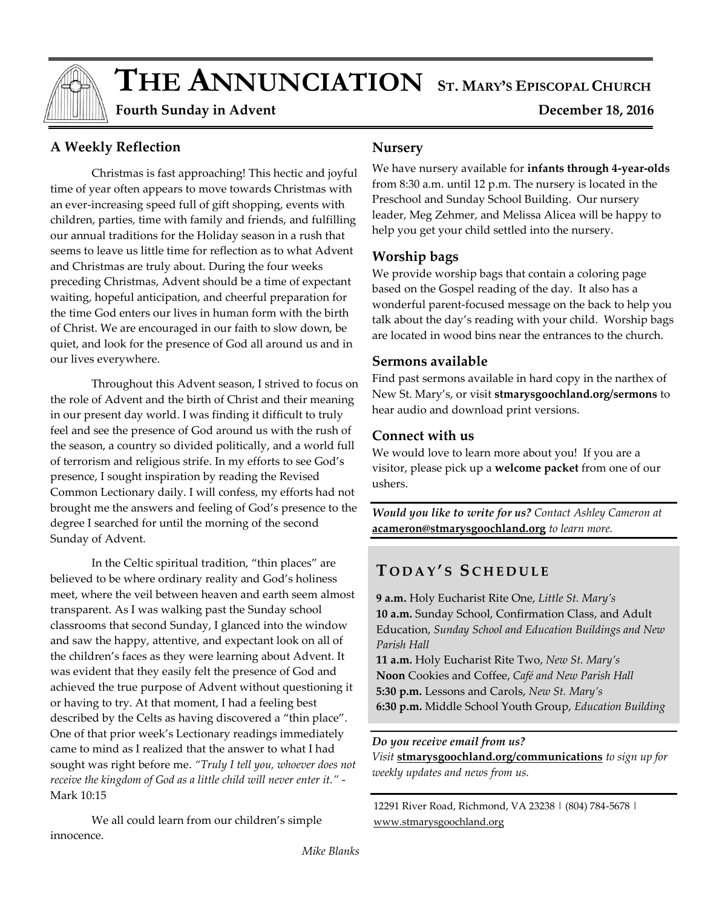# THE ANNUNCIATION ST. MARY'S EPISCOPAL CHURCH

**Fourth Sunday in Advent** **December 18, 2016**

## A Weekly Reflection

Christmas is fast approaching! This hectic and joyful time of year often appears to move towards Christmas with an ever-increasing speed full of gift shopping, events with children, parties, time with family and friends, and fulfilling our annual traditions for the Holiday season in a rush that seems to leave us little time for reflection as to what Advent and Christmas are truly about. During the four weeks preceding Christmas, Advent should be a time of expectant waiting, hopeful anticipation, and cheerful preparation for the time God enters our lives in human form with the birth of Christ. We are encouraged in our faith to slow down, be quiet, and look for the presence of God all around us and in our lives everywhere.

Throughout this Advent season, I strived to focus on the role of Advent and the birth of Christ and their meaning in our present day world. I was finding it difficult to truly feel and see the presence of God around us with the rush of the season, a country so divided politically, and a world full of terrorism and religious strife. In my efforts to see God's presence, I sought inspiration by reading the Revised Common Lectionary daily. I will confess, my efforts had not brought me the answers and feeling of God's presence to the degree I searched for until the morning of the second Sunday of Advent.

In the Celtic spiritual tradition, "thin places" are believed to be where ordinary reality and God's holiness meet, where the veil between heaven and earth seem almost transparent. As I was walking past the Sunday school classrooms that second Sunday, I glanced into the window and saw the happy, attentive, and expectant look on all of the children's faces as they were learning about Advent. It was evident that they easily felt the presence of God and achieved the true purpose of Advent without questioning it or having to try. At that moment, I had a feeling best described by the Celts as having discovered a "thin place". One of that prior week's Lectionary readings immediately came to mind as I realized that the answer to what I had sought was right before me. *"Truly I tell you, whoever does not receive the kingdom of God as a little child will never enter it."* - Mark 10:15

We all could learn from our children's simple innocence.

*Mike Blanks*

## Nursery

We have nursery available for **infants through 4-year-olds** from 8:30 a.m. until 12 p.m. The nursery is located in the Preschool and Sunday School Building. Our nursery leader, Meg Zehmer, and Melissa Alicea will be happy to help you get your child settled into the nursery.

## Worship bags

We provide worship bags that contain a coloring page based on the Gospel reading of the day. It also has a wonderful parent-focused message on the back to help you talk about the day's reading with your child. Worship bags are located in wood bins near the entrances to the church.

## Sermons available

Find past sermons available in hard copy in the narthex of New St. Mary's, or visit **stmarysgoochland.org/sermons** to hear audio and download print versions.

## Connect with us

We would love to learn more about you! If you are a visitor, please pick up a **welcome packet** from one of our ushers.

***Would you like to write for us?*** *Contact Ashley Cameron at* **acameron@stmarysgoochland.org** *to learn more.*

## TODAY'S SCHEDULE

**9 a.m.** Holy Eucharist Rite One, *Little St. Mary's*
**10 a.m.** Sunday School, Confirmation Class, and Adult Education, *Sunday School and Education Buildings and New Parish Hall*
**11 a.m.** Holy Eucharist Rite Two, *New St. Mary's*
**Noon** Cookies and Coffee, *Café and New Parish Hall*
**5:30 p.m.** Lessons and Carols, *New St. Mary's*
**6:30 p.m.** Middle School Youth Group, *Education Building*

***Do you receive email from us?***
*Visit* **stmarysgoochland.org/communications** *to sign up for weekly updates and news from us.*

12291 River Road, Richmond, VA 23238 | (804) 784-5678 | www.stmarysgoochland.org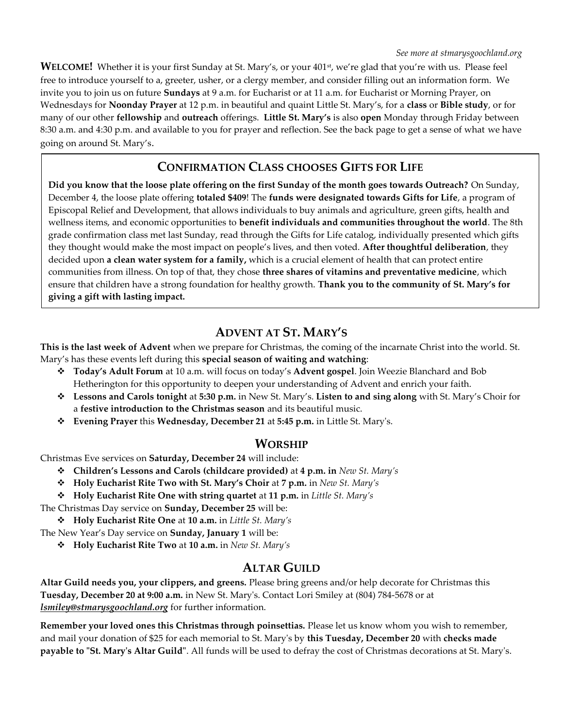*See more at stmarysgoochland.org*

**WELCOME!** Whether it is your first Sunday at St. Mary's, or your 401st, we're glad that you're with us. Please feel free to introduce yourself to a, greeter, usher, or a clergy member, and consider filling out an information form. We invite you to join us on future **Sundays** at 9 a.m. for Eucharist or at 11 a.m. for Eucharist or Morning Prayer, on Wednesdays for **Noonday Prayer** at 12 p.m. in beautiful and quaint Little St. Mary's, for a **class** or **Bible study**, or for many of our other **fellowship** and **outreach** offerings. **Little St. Mary's** is also **open** Monday through Friday between 8:30 a.m. and 4:30 p.m. and available to you for prayer and reflection. See the back page to get a sense of what we have going on around St. Mary's.

## CONFIRMATION CLASS CHOOSES GIFTS FOR LIFE

**Did you know that the loose plate offering on the first Sunday of the month goes towards Outreach?** On Sunday, December 4, the loose plate offering **totaled $409**! The **funds were designated towards Gifts for Life**, a program of Episcopal Relief and Development, that allows individuals to buy animals and agriculture, green gifts, health and wellness items, and economic opportunities to **benefit individuals and communities throughout the world**. The 8th grade confirmation class met last Sunday, read through the Gifts for Life catalog, individually presented which gifts they thought would make the most impact on people's lives, and then voted. **After thoughtful deliberation**, they decided upon **a clean water system for a family,** which is a crucial element of health that can protect entire communities from illness. On top of that, they chose **three shares of vitamins and preventative medicine**, which ensure that children have a strong foundation for healthy growth. **Thank you to the community of St. Mary's for giving a gift with lasting impact.**

## ADVENT AT ST. MARY'S

**This is the last week of Advent** when we prepare for Christmas, the coming of the incarnate Christ into the world. St. Mary's has these events left during this **special season of waiting and watching**:

- **Today's Adult Forum** at 10 a.m. will focus on today's **Advent gospel**. Join Weezie Blanchard and Bob Hetherington for this opportunity to deepen your understanding of Advent and enrich your faith.
- **Lessons and Carols tonight** at **5:30 p.m.** in New St. Mary's. **Listen to and sing along** with St. Mary's Choir for a **festive introduction to the Christmas season** and its beautiful music.
- **Evening Prayer** this **Wednesday, December 21** at **5:45 p.m.** in Little St. Mary's.

## WORSHIP

Christmas Eve services on **Saturday, December 24** will include:

- **Children's Lessons and Carols (childcare provided)** at **4 p.m. in** *New St. Mary's*
- **Holy Eucharist Rite Two with St. Mary's Choir** at **7 p.m.** in *New St. Mary's*
- **Holy Eucharist Rite One with string quartet** at **11 p.m.** in *Little St. Mary's*

The Christmas Day service on **Sunday, December 25** will be:

- **Holy Eucharist Rite One** at **10 a.m.** in *Little St. Mary's*

The New Year's Day service on **Sunday, January 1** will be:

- **Holy Eucharist Rite Two** at **10 a.m.** in *New St. Mary's*

## ALTAR GUILD

**Altar Guild needs you, your clippers, and greens.** Please bring greens and/or help decorate for Christmas this **Tuesday, December 20 at 9:00 a.m.** in New St. Mary's. Contact Lori Smiley at (804) 784-5678 or at ***lsmiley@stmarysgoochland.org*** for further information.

**Remember your loved ones this Christmas through poinsettias.** Please let us know whom you wish to remember, and mail your donation of $25 for each memorial to St. Mary's by **this Tuesday, December 20** with **checks made payable to "St. Mary's Altar Guild"**. All funds will be used to defray the cost of Christmas decorations at St. Mary's.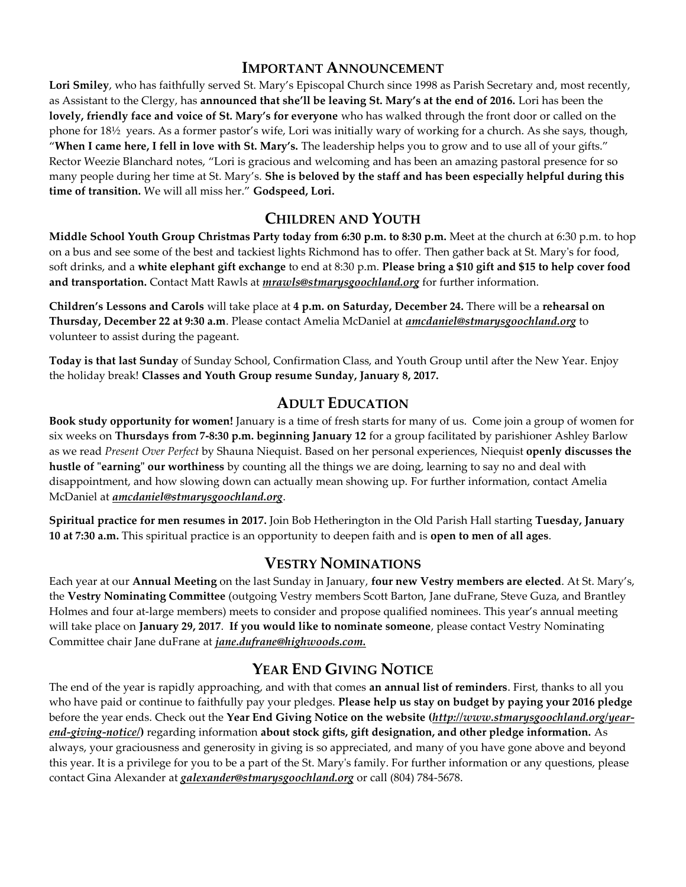## Important Announcement

**Lori Smiley**, who has faithfully served St. Mary's Episcopal Church since 1998 as Parish Secretary and, most recently, as Assistant to the Clergy, has **announced that she'll be leaving St. Mary's at the end of 2016.** Lori has been the **lovely, friendly face and voice of St. Mary's for everyone** who has walked through the front door or called on the phone for 18½ years. As a former pastor's wife, Lori was initially wary of working for a church. As she says, though, "**When I came here, I fell in love with St. Mary's.** The leadership helps you to grow and to use all of your gifts." Rector Weezie Blanchard notes, "Lori is gracious and welcoming and has been an amazing pastoral presence for so many people during her time at St. Mary's. **She is beloved by the staff and has been especially helpful during this time of transition.** We will all miss her." **Godspeed, Lori.**

## Children and Youth

**Middle School Youth Group Christmas Party today from 6:30 p.m. to 8:30 p.m.** Meet at the church at 6:30 p.m. to hop on a bus and see some of the best and tackiest lights Richmond has to offer. Then gather back at St. Mary's for food, soft drinks, and a **white elephant gift exchange** to end at 8:30 p.m. **Please bring a $10 gift and $15 to help cover food and transportation.** Contact Matt Rawls at ***mrawls@stmarysgoochland.org*** for further information.

**Children's Lessons and Carols** will take place at **4 p.m. on Saturday, December 24.** There will be a **rehearsal on Thursday, December 22 at 9:30 a.m**. Please contact Amelia McDaniel at ***amcdaniel@stmarysgoochland.org*** to volunteer to assist during the pageant.

**Today is that last Sunday** of Sunday School, Confirmation Class, and Youth Group until after the New Year. Enjoy the holiday break! **Classes and Youth Group resume Sunday, January 8, 2017.**

## Adult Education

**Book study opportunity for women!** January is a time of fresh starts for many of us. Come join a group of women for six weeks on **Thursdays from 7-8:30 p.m. beginning January 12** for a group facilitated by parishioner Ashley Barlow as we read *Present Over Perfect* by Shauna Niequist. Based on her personal experiences, Niequist **openly discusses the hustle of "earning" our worthiness** by counting all the things we are doing, learning to say no and deal with disappointment, and how slowing down can actually mean showing up. For further information, contact Amelia McDaniel at ***amcdaniel@stmarysgoochland.org***.

**Spiritual practice for men resumes in 2017.** Join Bob Hetherington in the Old Parish Hall starting **Tuesday, January 10 at 7:30 a.m.** This spiritual practice is an opportunity to deepen faith and is **open to men of all ages**.

## Vestry Nominations

Each year at our **Annual Meeting** on the last Sunday in January, **four new Vestry members are elected**. At St. Mary's, the **Vestry Nominating Committee** (outgoing Vestry members Scott Barton, Jane duFrane, Steve Guza, and Brantley Holmes and four at-large members) meets to consider and propose qualified nominees. This year's annual meeting will take place on **January 29, 2017**. **If you would like to nominate someone**, please contact Vestry Nominating Committee chair Jane duFrane at ***jane.dufrane@highwoods.com.***

## Year End Giving Notice

The end of the year is rapidly approaching, and with that comes **an annual list of reminders**. First, thanks to all you who have paid or continue to faithfully pay your pledges. **Please help us stay on budget by paying your 2016 pledge** before the year ends. Check out the **Year End Giving Notice on the website (*http://www.stmarysgoochland.org/year-end-giving-notice/*)** regarding information **about stock gifts, gift designation, and other pledge information.** As always, your graciousness and generosity in giving is so appreciated, and many of you have gone above and beyond this year. It is a privilege for you to be a part of the St. Mary's family. For further information or any questions, please contact Gina Alexander at ***galexander@stmarysgoochland.org*** or call (804) 784-5678.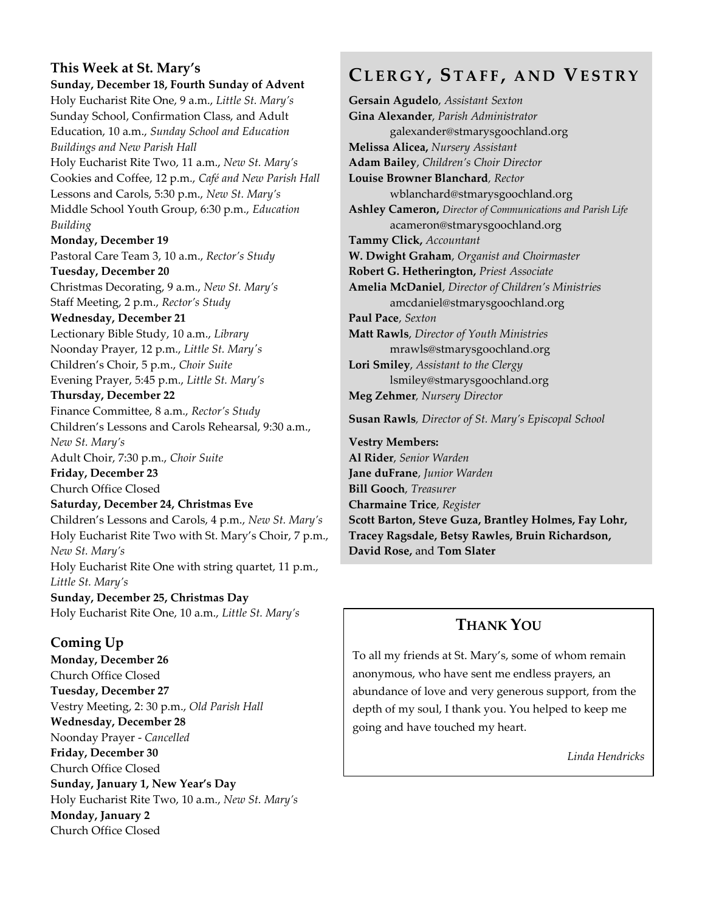## This Week at St. Mary's

**Sunday, December 18, Fourth Sunday of Advent**
Holy Eucharist Rite One, 9 a.m., *Little St. Mary's*
Sunday School, Confirmation Class, and Adult Education, 10 a.m., *Sunday School and Education Buildings and New Parish Hall*
Holy Eucharist Rite Two, 11 a.m., *New St. Mary's*
Cookies and Coffee, 12 p.m., *Café and New Parish Hall*
Lessons and Carols, 5:30 p.m., *New St. Mary's*
Middle School Youth Group, 6:30 p.m., *Education Building*

**Monday, December 19**
Pastoral Care Team 3, 10 a.m., *Rector's Study*

**Tuesday, December 20**
Christmas Decorating, 9 a.m., *New St. Mary's*
Staff Meeting, 2 p.m., *Rector's Study*

**Wednesday, December 21**
Lectionary Bible Study, 10 a.m., *Library*
Noonday Prayer, 12 p.m., *Little St. Mary's*
Children's Choir, 5 p.m., *Choir Suite*
Evening Prayer, 5:45 p.m., *Little St. Mary's*

**Thursday, December 22**
Finance Committee, 8 a.m., *Rector's Study*
Children's Lessons and Carols Rehearsal, 9:30 a.m., *New St. Mary's*
Adult Choir, 7:30 p.m., *Choir Suite*

**Friday, December 23**
Church Office Closed

**Saturday, December 24, Christmas Eve**
Children's Lessons and Carols, 4 p.m., *New St. Mary's*
Holy Eucharist Rite Two with St. Mary's Choir, 7 p.m., *New St. Mary's*
Holy Eucharist Rite One with string quartet, 11 p.m., *Little St. Mary's*

**Sunday, December 25, Christmas Day**
Holy Eucharist Rite One, 10 a.m., *Little St. Mary's*

## Coming Up

**Monday, December 26**
Church Office Closed

**Tuesday, December 27**
Vestry Meeting, 2: 30 p.m., *Old Parish Hall*

**Wednesday, December 28**
Noonday Prayer - *Cancelled*

**Friday, December 30**
Church Office Closed

**Sunday, January 1, New Year's Day**
Holy Eucharist Rite Two, 10 a.m., *New St. Mary's*

**Monday, January 2**
Church Office Closed

## Clergy, Staff, and Vestry

**Gersain Agudelo**, *Assistant Sexton*
**Gina Alexander**, *Parish Administrator*
galexander@stmarysgoochland.org
**Melissa Alicea,** *Nursery Assistant*
**Adam Bailey**, *Children's Choir Director*
**Louise Browner Blanchard**, *Rector*
wblanchard@stmarysgoochland.org
**Ashley Cameron,** *Director of Communications and Parish Life*
acameron@stmarysgoochland.org
**Tammy Click,** *Accountant*
**W. Dwight Graham**, *Organist and Choirmaster*
**Robert G. Hetherington,** *Priest Associate*
**Amelia McDaniel**, *Director of Children's Ministries*
amcdaniel@stmarysgoochland.org
**Paul Pace**, *Sexton*
**Matt Rawls**, *Director of Youth Ministries*
mrawls@stmarysgoochland.org
**Lori Smiley**, *Assistant to the Clergy*
lsmiley@stmarysgoochland.org
**Meg Zehmer**, *Nursery Director*

**Susan Rawls**, *Director of St. Mary's Episcopal School*

**Vestry Members:**
**Al Rider**, *Senior Warden*
**Jane duFrane**, *Junior Warden*
**Bill Gooch**, *Treasurer*
**Charmaine Trice**, *Register*
**Scott Barton, Steve Guza, Brantley Holmes, Fay Lohr, Tracey Ragsdale, Betsy Rawles, Bruin Richardson, David Rose,** and **Tom Slater**

## Thank You

To all my friends at St. Mary's, some of whom remain anonymous, who have sent me endless prayers, an abundance of love and very generous support, from the depth of my soul, I thank you. You helped to keep me going and have touched my heart.

*Linda Hendricks*